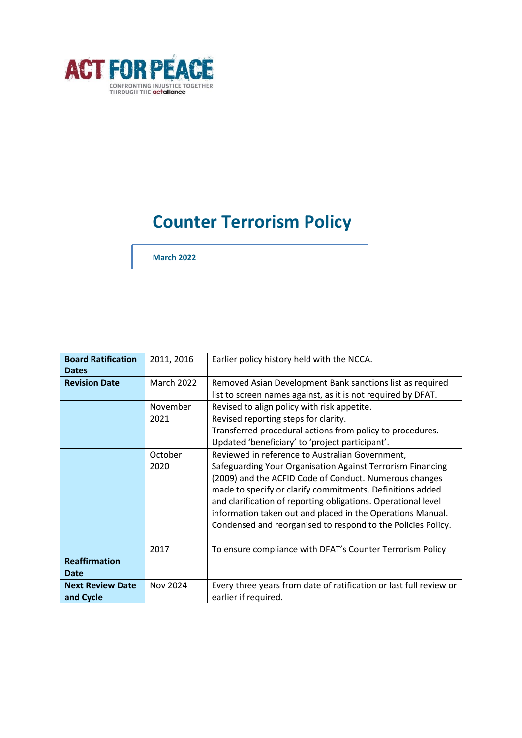ACT FOR PEACE

CONFRONTING INJUSTICE TOGETHER THROUGH THE actalliance

# Counter Terrorism Policy

**March 2022**

| **Board Ratification Dates** | 2011, 2016 | Earlier policy history held with the NCCA. |
|---|---|---|
| **Revision Date** | March 2022 | Removed Asian Development Bank sanctions list as required list to screen names against, as it is not required by DFAT. |
| | November 2021 | Revised to align policy with risk appetite.<br>Revised reporting steps for clarity.<br>Transferred procedural actions from policy to procedures.<br>Updated 'beneficiary' to 'project participant'. |
| | October 2020 | Reviewed in reference to Australian Government, Safeguarding Your Organisation Against Terrorism Financing (2009) and the ACFID Code of Conduct. Numerous changes made to specify or clarify commitments. Definitions added and clarification of reporting obligations. Operational level information taken out and placed in the Operations Manual. Condensed and reorganised to respond to the Policies Policy. |
| | 2017 | To ensure compliance with DFAT's Counter Terrorism Policy |
| **Reaffirmation Date** | | |
| **Next Review Date and Cycle** | Nov 2024 | Every three years from date of ratification or last full review or earlier if required. |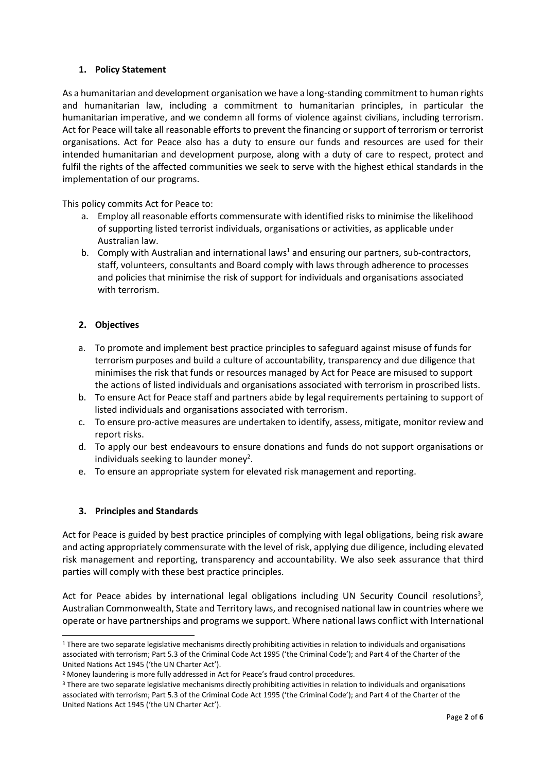## 1. Policy Statement

As a humanitarian and development organisation we have a long-standing commitment to human rights and humanitarian law, including a commitment to humanitarian principles, in particular the humanitarian imperative, and we condemn all forms of violence against civilians, including terrorism. Act for Peace will take all reasonable efforts to prevent the financing or support of terrorism or terrorist organisations. Act for Peace also has a duty to ensure our funds and resources are used for their intended humanitarian and development purpose, along with a duty of care to respect, protect and fulfil the rights of the affected communities we seek to serve with the highest ethical standards in the implementation of our programs.

This policy commits Act for Peace to:

a. Employ all reasonable efforts commensurate with identified risks to minimise the likelihood of supporting listed terrorist individuals, organisations or activities, as applicable under Australian law.
b. Comply with Australian and international laws[1] and ensuring our partners, sub-contractors, staff, volunteers, consultants and Board comply with laws through adherence to processes and policies that minimise the risk of support for individuals and organisations associated with terrorism.

## 2. Objectives

a. To promote and implement best practice principles to safeguard against misuse of funds for terrorism purposes and build a culture of accountability, transparency and due diligence that minimises the risk that funds or resources managed by Act for Peace are misused to support the actions of listed individuals and organisations associated with terrorism in proscribed lists.
b. To ensure Act for Peace staff and partners abide by legal requirements pertaining to support of listed individuals and organisations associated with terrorism.
c. To ensure pro-active measures are undertaken to identify, assess, mitigate, monitor review and report risks.
d. To apply our best endeavours to ensure donations and funds do not support organisations or individuals seeking to launder money[2].
e. To ensure an appropriate system for elevated risk management and reporting.

## 3. Principles and Standards

Act for Peace is guided by best practice principles of complying with legal obligations, being risk aware and acting appropriately commensurate with the level of risk, applying due diligence, including elevated risk management and reporting, transparency and accountability. We also seek assurance that third parties will comply with these best practice principles.

Act for Peace abides by international legal obligations including UN Security Council resolutions[3], Australian Commonwealth, State and Territory laws, and recognised national law in countries where we operate or have partnerships and programs we support. Where national laws conflict with International

---

[1] There are two separate legislative mechanisms directly prohibiting activities in relation to individuals and organisations associated with terrorism; Part 5.3 of the Criminal Code Act 1995 ('the Criminal Code'); and Part 4 of the Charter of the United Nations Act 1945 ('the UN Charter Act').

[2] Money laundering is more fully addressed in Act for Peace's fraud control procedures.

[3] There are two separate legislative mechanisms directly prohibiting activities in relation to individuals and organisations associated with terrorism; Part 5.3 of the Criminal Code Act 1995 ('the Criminal Code'); and Part 4 of the Charter of the United Nations Act 1945 ('the UN Charter Act').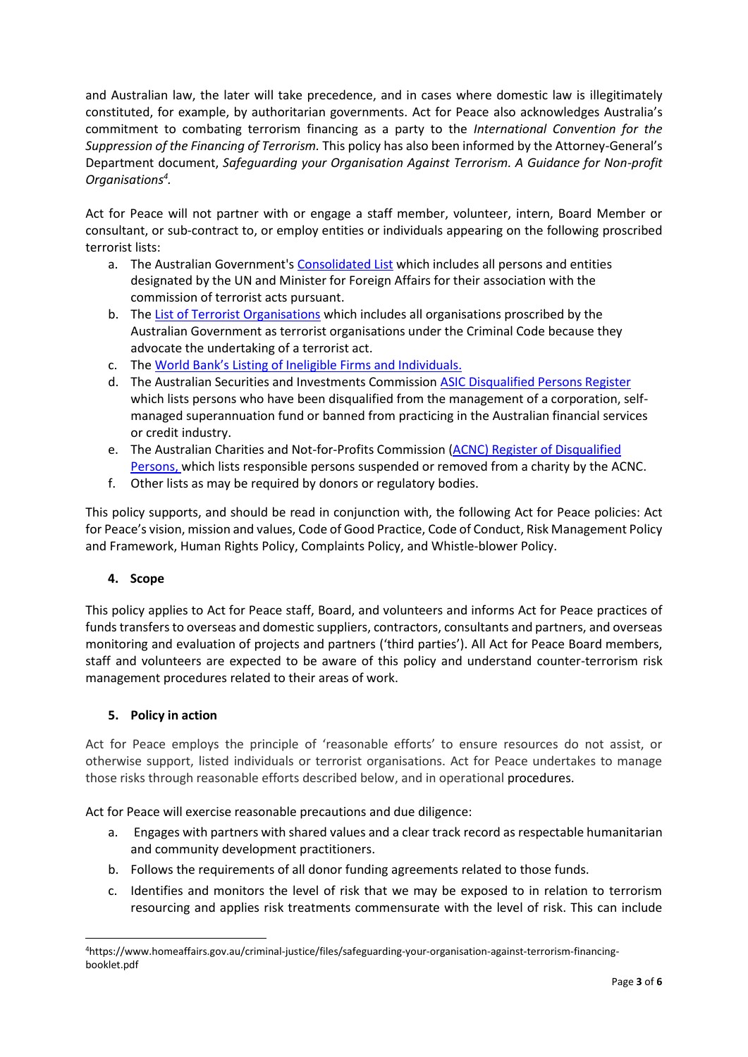and Australian law, the later will take precedence, and in cases where domestic law is illegitimately constituted, for example, by authoritarian governments. Act for Peace also acknowledges Australia's commitment to combating terrorism financing as a party to the *International Convention for the Suppression of the Financing of Terrorism.* This policy has also been informed by the Attorney-General's Department document, *Safeguarding your Organisation Against Terrorism. A Guidance for Non-profit Organisations*[4].

Act for Peace will not partner with or engage a staff member, volunteer, intern, Board Member or consultant, or sub-contract to, or employ entities or individuals appearing on the following proscribed terrorist lists:

a. The Australian Government's Consolidated List which includes all persons and entities designated by the UN and Minister for Foreign Affairs for their association with the commission of terrorist acts pursuant.
b. The List of Terrorist Organisations which includes all organisations proscribed by the Australian Government as terrorist organisations under the Criminal Code because they advocate the undertaking of a terrorist act.
c. The World Bank's Listing of Ineligible Firms and Individuals.
d. The Australian Securities and Investments Commission ASIC Disqualified Persons Register which lists persons who have been disqualified from the management of a corporation, self-managed superannuation fund or banned from practicing in the Australian financial services or credit industry.
e. The Australian Charities and Not-for-Profits Commission (ACNC) Register of Disqualified Persons, which lists responsible persons suspended or removed from a charity by the ACNC.
f. Other lists as may be required by donors or regulatory bodies.

This policy supports, and should be read in conjunction with, the following Act for Peace policies: Act for Peace's vision, mission and values, Code of Good Practice, Code of Conduct, Risk Management Policy and Framework, Human Rights Policy, Complaints Policy, and Whistle-blower Policy.

## 4. Scope

This policy applies to Act for Peace staff, Board, and volunteers and informs Act for Peace practices of funds transfers to overseas and domestic suppliers, contractors, consultants and partners, and overseas monitoring and evaluation of projects and partners ('third parties'). All Act for Peace Board members, staff and volunteers are expected to be aware of this policy and understand counter-terrorism risk management procedures related to their areas of work.

## 5. Policy in action

Act for Peace employs the principle of 'reasonable efforts' to ensure resources do not assist, or otherwise support, listed individuals or terrorist organisations. Act for Peace undertakes to manage those risks through reasonable efforts described below, and in operational procedures.

Act for Peace will exercise reasonable precautions and due diligence:

a. Engages with partners with shared values and a clear track record as respectable humanitarian and community development practitioners.
b. Follows the requirements of all donor funding agreements related to those funds.
c. Identifies and monitors the level of risk that we may be exposed to in relation to terrorism resourcing and applies risk treatments commensurate with the level of risk. This can include

[4] https://www.homeaffairs.gov.au/criminal-justice/files/safeguarding-your-organisation-against-terrorism-financing-booklet.pdf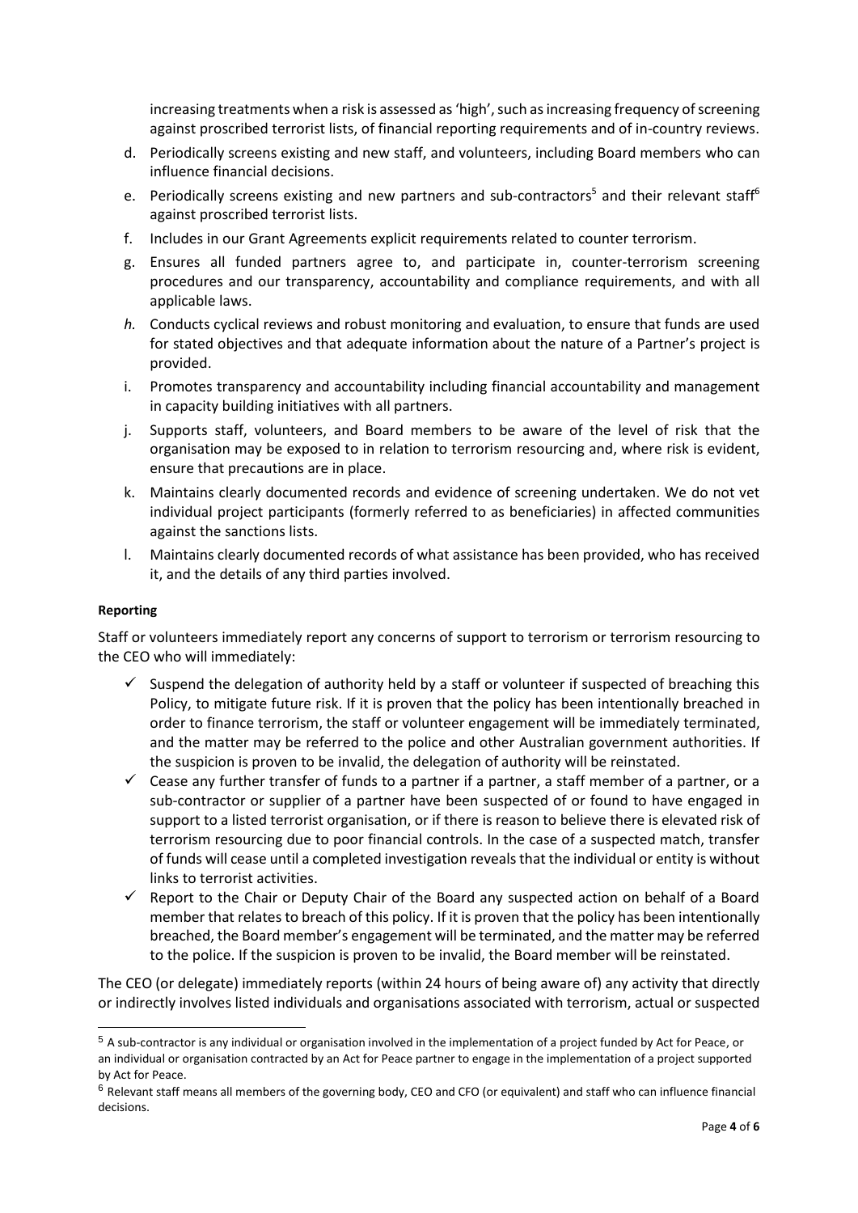increasing treatments when a risk is assessed as 'high', such as increasing frequency of screening against proscribed terrorist lists, of financial reporting requirements and of in-country reviews.

d. Periodically screens existing and new staff, and volunteers, including Board members who can influence financial decisions.
e. Periodically screens existing and new partners and sub-contractors[5] and their relevant staff[6] against proscribed terrorist lists.
f. Includes in our Grant Agreements explicit requirements related to counter terrorism.
g. Ensures all funded partners agree to, and participate in, counter-terrorism screening procedures and our transparency, accountability and compliance requirements, and with all applicable laws.
*h.* Conducts cyclical reviews and robust monitoring and evaluation, to ensure that funds are used for stated objectives and that adequate information about the nature of a Partner's project is provided.
i. Promotes transparency and accountability including financial accountability and management in capacity building initiatives with all partners.
j. Supports staff, volunteers, and Board members to be aware of the level of risk that the organisation may be exposed to in relation to terrorism resourcing and, where risk is evident, ensure that precautions are in place.
k. Maintains clearly documented records and evidence of screening undertaken. We do not vet individual project participants (formerly referred to as beneficiaries) in affected communities against the sanctions lists.
l. Maintains clearly documented records of what assistance has been provided, who has received it, and the details of any third parties involved.

**Reporting**

Staff or volunteers immediately report any concerns of support to terrorism or terrorism resourcing to the CEO who will immediately:

- ✓ Suspend the delegation of authority held by a staff or volunteer if suspected of breaching this Policy, to mitigate future risk. If it is proven that the policy has been intentionally breached in order to finance terrorism, the staff or volunteer engagement will be immediately terminated, and the matter may be referred to the police and other Australian government authorities. If the suspicion is proven to be invalid, the delegation of authority will be reinstated.
- ✓ Cease any further transfer of funds to a partner if a partner, a staff member of a partner, or a sub-contractor or supplier of a partner have been suspected of or found to have engaged in support to a listed terrorist organisation, or if there is reason to believe there is elevated risk of terrorism resourcing due to poor financial controls. In the case of a suspected match, transfer of funds will cease until a completed investigation reveals that the individual or entity is without links to terrorist activities.
- ✓ Report to the Chair or Deputy Chair of the Board any suspected action on behalf of a Board member that relates to breach of this policy. If it is proven that the policy has been intentionally breached, the Board member's engagement will be terminated, and the matter may be referred to the police. If the suspicion is proven to be invalid, the Board member will be reinstated.

The CEO (or delegate) immediately reports (within 24 hours of being aware of) any activity that directly or indirectly involves listed individuals and organisations associated with terrorism, actual or suspected

---

[5] A sub-contractor is any individual or organisation involved in the implementation of a project funded by Act for Peace, or an individual or organisation contracted by an Act for Peace partner to engage in the implementation of a project supported by Act for Peace.

[6] Relevant staff means all members of the governing body, CEO and CFO (or equivalent) and staff who can influence financial decisions.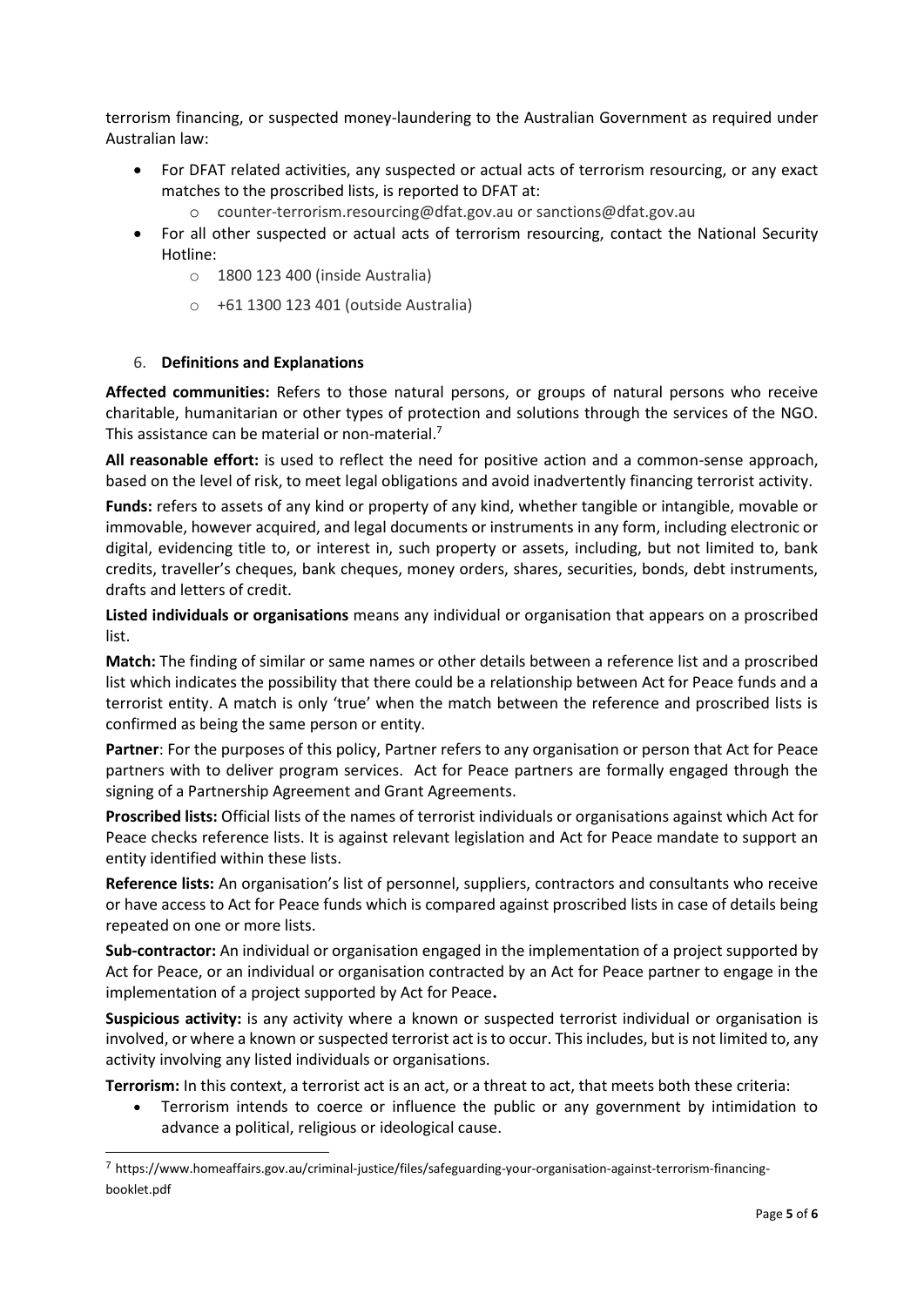terrorism financing, or suspected money-laundering to the Australian Government as required under Australian law:

- For DFAT related activities, any suspected or actual acts of terrorism resourcing, or any exact matches to the proscribed lists, is reported to DFAT at:
  - counter-terrorism.resourcing@dfat.gov.au or sanctions@dfat.gov.au
- For all other suspected or actual acts of terrorism resourcing, contact the National Security Hotline:
  - 1800 123 400 (inside Australia)
  - +61 1300 123 401 (outside Australia)

## 6. Definitions and Explanations

**Affected communities:** Refers to those natural persons, or groups of natural persons who receive charitable, humanitarian or other types of protection and solutions through the services of the NGO. This assistance can be material or non-material.[7]

**All reasonable effort:** is used to reflect the need for positive action and a common-sense approach, based on the level of risk, to meet legal obligations and avoid inadvertently financing terrorist activity.

**Funds:** refers to assets of any kind or property of any kind, whether tangible or intangible, movable or immovable, however acquired, and legal documents or instruments in any form, including electronic or digital, evidencing title to, or interest in, such property or assets, including, but not limited to, bank credits, traveller's cheques, bank cheques, money orders, shares, securities, bonds, debt instruments, drafts and letters of credit.

**Listed individuals or organisations** means any individual or organisation that appears on a proscribed list.

**Match:** The finding of similar or same names or other details between a reference list and a proscribed list which indicates the possibility that there could be a relationship between Act for Peace funds and a terrorist entity. A match is only 'true' when the match between the reference and proscribed lists is confirmed as being the same person or entity.

**Partner**: For the purposes of this policy, Partner refers to any organisation or person that Act for Peace partners with to deliver program services. Act for Peace partners are formally engaged through the signing of a Partnership Agreement and Grant Agreements.

**Proscribed lists:** Official lists of the names of terrorist individuals or organisations against which Act for Peace checks reference lists. It is against relevant legislation and Act for Peace mandate to support an entity identified within these lists.

**Reference lists:** An organisation's list of personnel, suppliers, contractors and consultants who receive or have access to Act for Peace funds which is compared against proscribed lists in case of details being repeated on one or more lists.

**Sub-contractor:** An individual or organisation engaged in the implementation of a project supported by Act for Peace, or an individual or organisation contracted by an Act for Peace partner to engage in the implementation of a project supported by Act for Peace**.**

**Suspicious activity:** is any activity where a known or suspected terrorist individual or organisation is involved, or where a known or suspected terrorist act is to occur. This includes, but is not limited to, any activity involving any listed individuals or organisations.

**Terrorism:** In this context, a terrorist act is an act, or a threat to act, that meets both these criteria:

- Terrorism intends to coerce or influence the public or any government by intimidation to advance a political, religious or ideological cause.

[7] https://www.homeaffairs.gov.au/criminal-justice/files/safeguarding-your-organisation-against-terrorism-financing-booklet.pdf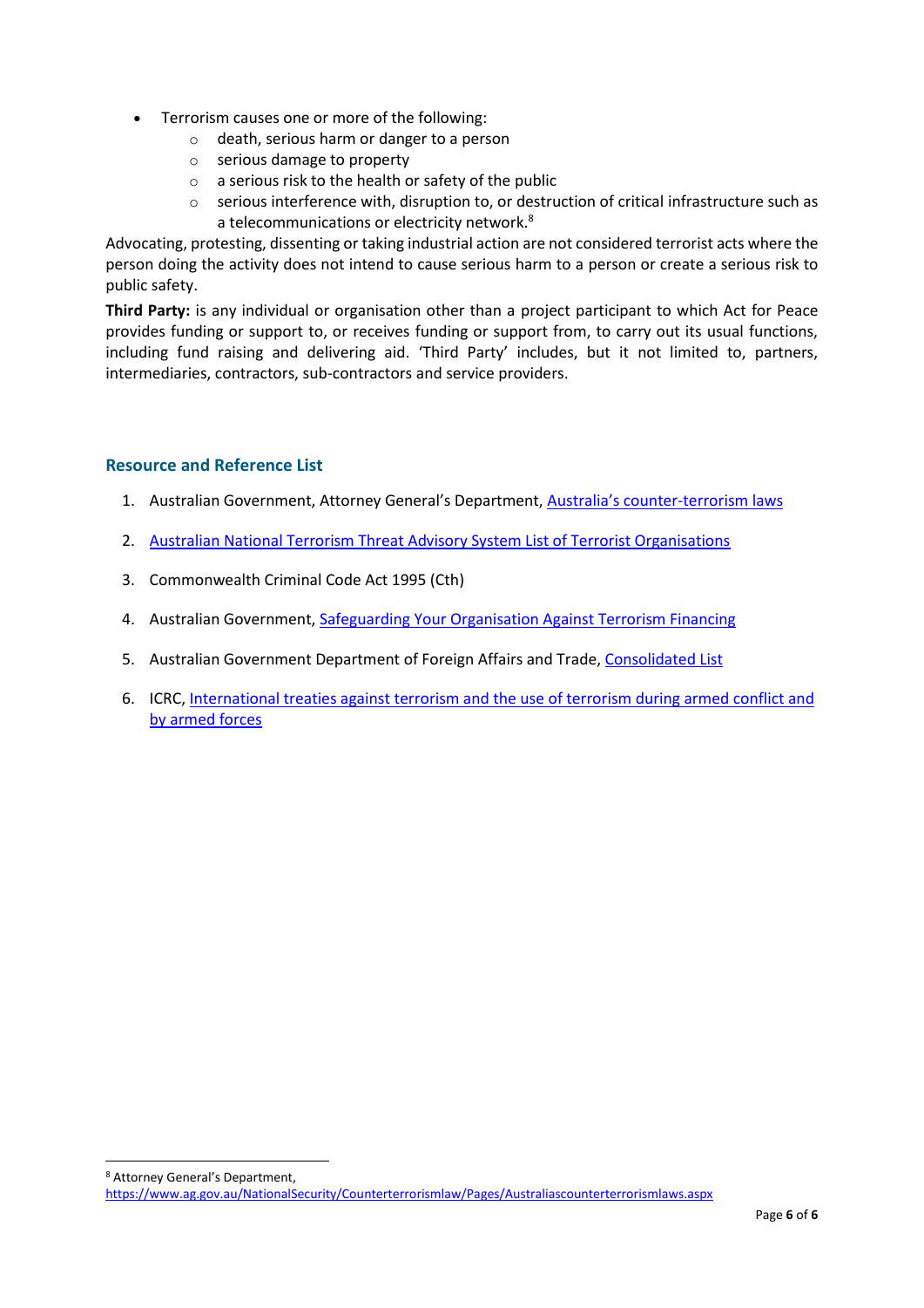- Terrorism causes one or more of the following:
    - death, serious harm or danger to a person
    - serious damage to property
    - a serious risk to the health or safety of the public
    - serious interference with, disruption to, or destruction of critical infrastructure such as a telecommunications or electricity network.[8]

Advocating, protesting, dissenting or taking industrial action are not considered terrorist acts where the person doing the activity does not intend to cause serious harm to a person or create a serious risk to public safety.

**Third Party:** is any individual or organisation other than a project participant to which Act for Peace provides funding or support to, or receives funding or support from, to carry out its usual functions, including fund raising and delivering aid. 'Third Party' includes, but it not limited to, partners, intermediaries, contractors, sub-contractors and service providers.

## Resource and Reference List

1. Australian Government, Attorney General's Department, Australia's counter-terrorism laws
2. Australian National Terrorism Threat Advisory System List of Terrorist Organisations
3. Commonwealth Criminal Code Act 1995 (Cth)
4. Australian Government, Safeguarding Your Organisation Against Terrorism Financing
5. Australian Government Department of Foreign Affairs and Trade, Consolidated List
6. ICRC, International treaties against terrorism and the use of terrorism during armed conflict and by armed forces

---

[8] Attorney General's Department, https://www.ag.gov.au/NationalSecurity/Counterterrorismlaw/Pages/Australiascounterterrorismlaws.aspx